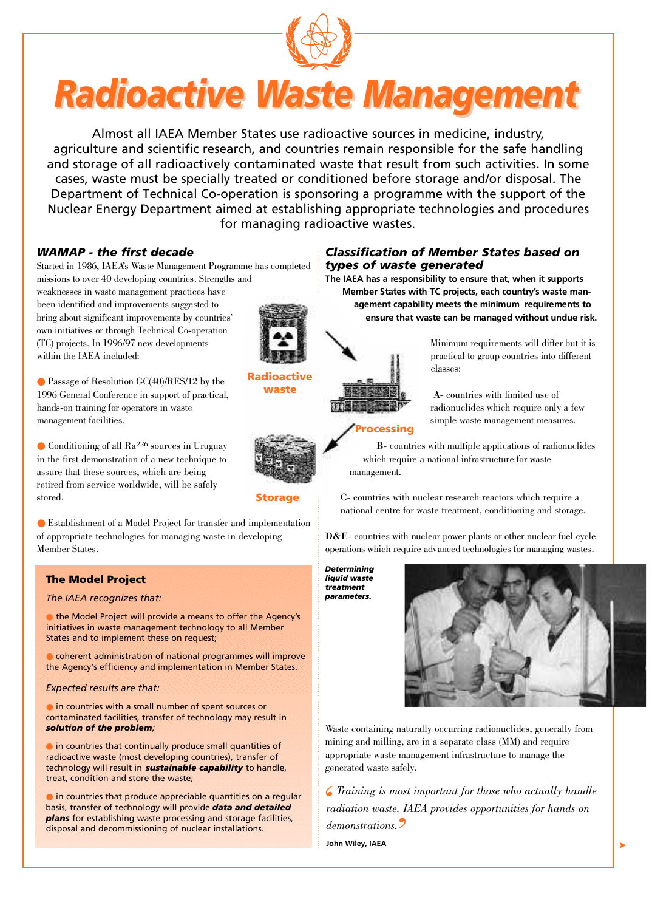# Radioactive Waste Management

Almost all IAEA Member States use radioactive sources in medicine, industry, agriculture and scientific research, and countries remain responsible for the safe handling and storage of all radioactively contaminated waste that result from such activities. In some cases, waste must be specially treated or conditioned before storage and/or disposal. The Department of Technical Co-operation is sponsoring a programme with the support of the Nuclear Energy Department aimed at establishing appropriate technologies and procedures for managing radioactive wastes.

## *WAMAP - the first decade*

Started in 1986, IAEA's Waste Management Programme has completed missions to over 40 developing countries. Strengths and weaknesses in waste management practices have been identified and improvements suggested to bring about significant improvements by countries' own initiatives or through Technical Co-operation (TC) projects. In 1996/97 new developments within the IAEA included:

- Passage of Resolution GC(40)/RES/12 by the 1996 General Conference in support of practical, hands-on training for operators in waste management facilities.
- Conditioning of all $Ra^{226}$ sources in Uruguay in the first demonstration of a new technique to assure that these sources, which are being retired from service worldwide, will be safely stored.
- Establishment of a Model Project for transfer and implementation of appropriate technologies for managing waste in developing Member States.

Radioactive waste

Processing

Storage

### The Model Project

*The IAEA recognizes that:*

- the Model Project will provide a means to offer the Agency's initiatives in waste management technology to all Member States and to implement these on request;
- coherent administration of national programmes will improve the Agency's efficiency and implementation in Member States.

*Expected results are that:*

- in countries with a small number of spent sources or contaminated facilities, transfer of technology may result in ***solution of the problem****;*
- in countries that continually produce small quantities of radioactive waste (most developing countries), transfer of technology will result in ***sustainable capability*** to handle, treat, condition and store the waste;
- in countries that produce appreciable quantities on a regular basis, transfer of technology will provide ***data and detailed plans*** for establishing waste processing and storage facilities, disposal and decommissioning of nuclear installations.

## *Classification of Member States based on types of waste generated*

**The IAEA has a responsibility to ensure that, when it supports Member States with TC projects, each country's waste management capability meets the minimum requirements to ensure that waste can be managed without undue risk.**

Minimum requirements will differ but it is practical to group countries into different classes:

A- countries with limited use of radionuclides which require only a few simple waste management measures.

B- countries with multiple applications of radionuclides which require a national infrastructure for waste management.

C- countries with nuclear research reactors which require a national centre for waste treatment, conditioning and storage.

D&E- countries with nuclear power plants or other nuclear fuel cycle operations which require advanced technologies for managing wastes.

***Determining liquid waste treatment parameters.***

Waste containing naturally occurring radionuclides, generally from mining and milling, are in a separate class (MM) and require appropriate waste management infrastructure to manage the generated waste safely.

*"Training is most important for those who actually handle radiation waste. IAEA provides opportunities for hands on demonstrations."*

**John Wiley, IAEA**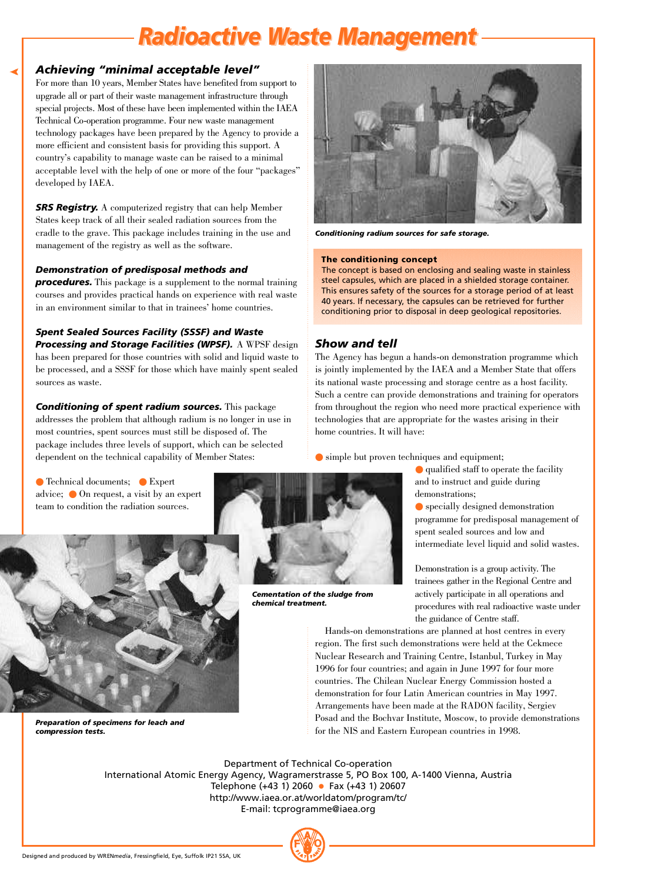# Radioactive Waste Management

## Achieving "minimal acceptable level"

For more than 10 years, Member States have benefited from support to upgrade all or part of their waste management infrastructure through special projects. Most of these have been implemented within the IAEA Technical Co-operation programme. Four new waste management technology packages have been prepared by the Agency to provide a more efficient and consistent basis for providing this support. A country's capability to manage waste can be raised to a minimal acceptable level with the help of one or more of the four "packages" developed by IAEA.

***SRS Registry.*** A computerized registry that can help Member States keep track of all their sealed radiation sources from the cradle to the grave. This package includes training in the use and management of the registry as well as the software.

***Demonstration of predisposal methods and procedures.*** This package is a supplement to the normal training courses and provides practical hands on experience with real waste in an environment similar to that in trainees' home countries.

***Spent Sealed Sources Facility (SSSF) and Waste Processing and Storage Facilities (WPSF).*** A WPSF design has been prepared for those countries with solid and liquid waste to be processed, and a SSSF for those which have mainly spent sealed sources as waste.

***Conditioning of spent radium sources.*** This package addresses the problem that although radium is no longer in use in most countries, spent sources must still be disposed of. The package includes three levels of support, which can be selected dependent on the technical capability of Member States:

- Technical documents;
- Expert advice;
- On request, a visit by an expert team to condition the radiation sources.

*Conditioning radium sources for safe storage.*

**The conditioning concept**

The concept is based on enclosing and sealing waste in stainless steel capsules, which are placed in a shielded storage container. This ensures safety of the sources for a storage period of at least 40 years. If necessary, the capsules can be retrieved for further conditioning prior to disposal in deep geological repositories.

## Show and tell

The Agency has begun a hands-on demonstration programme which is jointly implemented by the IAEA and a Member State that offers its national waste processing and storage centre as a host facility. Such a centre can provide demonstrations and training for operators from throughout the region who need more practical experience with technologies that are appropriate for the wastes arising in their home countries. It will have:

- simple but proven techniques and equipment;
- qualified staff to operate the facility and to instruct and guide during demonstrations;
- specially designed demonstration programme for predisposal management of spent sealed sources and low and intermediate level liquid and solid wastes.

Demonstration is a group activity. The trainees gather in the Regional Centre and actively participate in all operations and procedures with real radioactive waste under the guidance of Centre staff.

Hands-on demonstrations are planned at host centres in every region. The first such demonstrations were held at the Cekmece Nuclear Research and Training Centre, Istanbul, Turkey in May 1996 for four countries; and again in June 1997 for four more countries. The Chilean Nuclear Energy Commission hosted a demonstration for four Latin American countries in May 1997. Arrangements have been made at the RADON facility, Sergiev Posad and the Bochvar Institute, Moscow, to provide demonstrations for the NIS and Eastern European countries in 1998.

*Cementation of the sludge from chemical treatment.*

*Preparation of specimens for leach and compression tests.*

Department of Technical Co-operation
International Atomic Energy Agency, Wagramerstrasse 5, PO Box 100, A-1400 Vienna, Austria
Telephone (+43 1) 2060 • Fax (+43 1) 20607
http://www.iaea.or.at/worldatom/program/tc/
E-mail: tcprogramme@iaea.org

Designed and produced by WREN*media*, Fressingfield, Eye, Suffolk IP21 5SA, UK